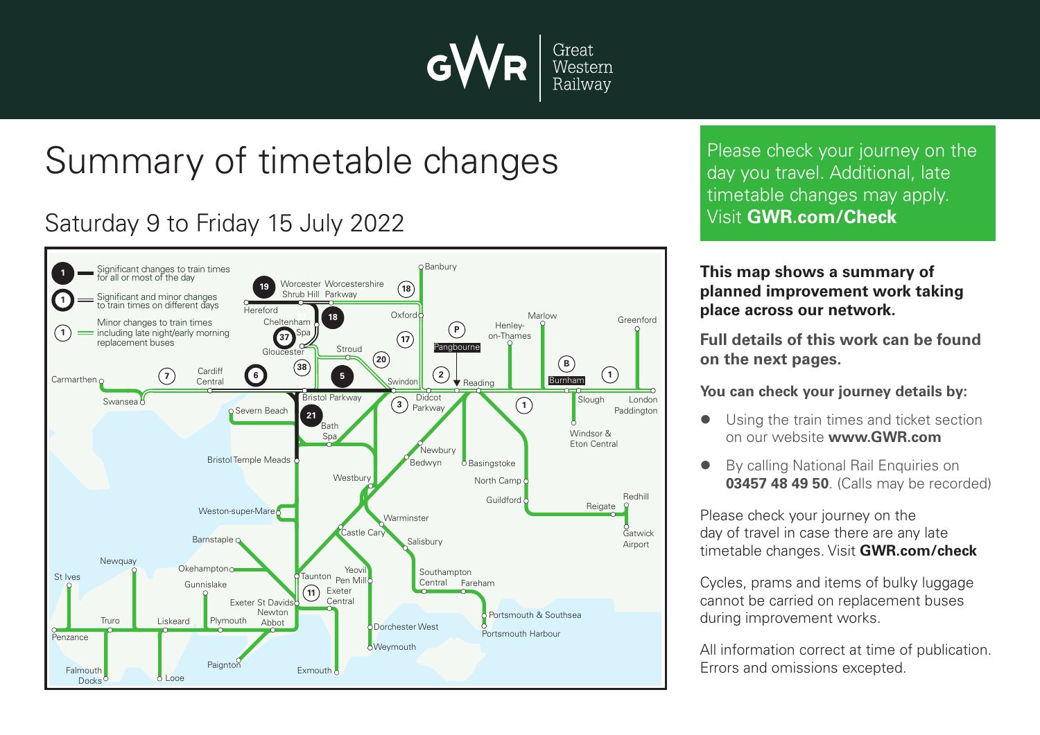Great Western Railway

# Summary of timetable changes

## Saturday 9 to Friday 15 July 2022

Significant changes to train times for all or most of the day

Significant and minor changes to train times on different days

Minor changes to train times including late night/early morning replacement buses

Please check your journey on the day you travel. Additional, late timetable changes may apply. Visit **GWR.com/Check**

**This map shows a summary of planned improvement work taking place across our network.**

**Full details of this work can be found on the next pages.**

**You can check your journey details by:**

- Using the train times and ticket section on our website **www.GWR.com**
- By calling National Rail Enquiries on **03457 48 49 50**. (Calls may be recorded)

Please check your journey on the day of travel in case there are any late timetable changes. Visit **GWR.com/check**

Cycles, prams and items of bulky luggage cannot be carried on replacement buses during improvement works.

All information correct at time of publication. Errors and omissions excepted.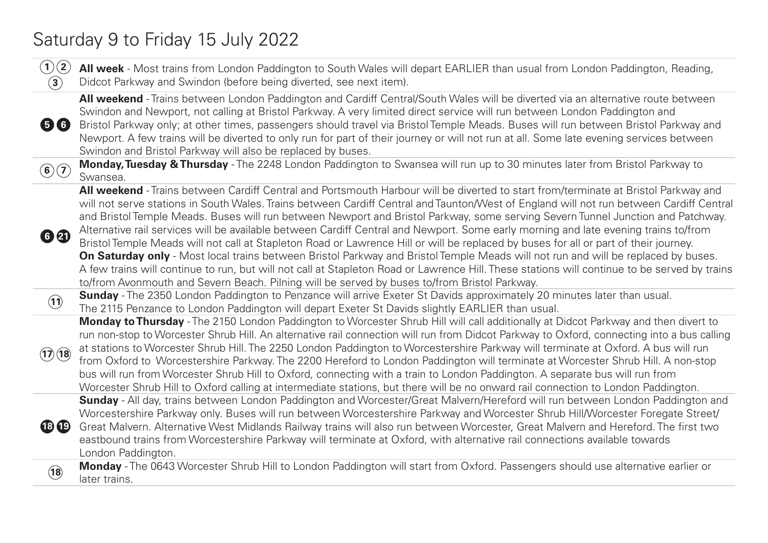# Saturday 9 to Friday 15 July 2022

| Routes | Details |
|---|---|
| (1) (2) (3) | **All week** - Most trains from London Paddington to South Wales will depart EARLIER than usual from London Paddington, Reading, Didcot Parkway and Swindon (before being diverted, see next item). |
| 5 6 | **All weekend** - Trains between London Paddington and Cardiff Central/South Wales will be diverted via an alternative route between Swindon and Newport, not calling at Bristol Parkway. A very limited direct service will run between London Paddington and Bristol Parkway only; at other times, passengers should travel via Bristol Temple Meads. Buses will run between Bristol Parkway and Newport. A few trains will be diverted to only run for part of their journey or will not run at all. Some late evening services between Swindon and Bristol Parkway will also be replaced by buses. |
| (6) (7) | **Monday, Tuesday & Thursday** - The 2248 London Paddington to Swansea will run up to 30 minutes later from Bristol Parkway to Swansea. |
| 6 21 | **All weekend** - Trains between Cardiff Central and Portsmouth Harbour will be diverted to start from/terminate at Bristol Parkway and will not serve stations in South Wales. Trains between Cardiff Central and Taunton/West of England will not run between Cardiff Central and Bristol Temple Meads. Buses will run between Newport and Bristol Parkway, some serving Severn Tunnel Junction and Patchway. Alternative rail services will be available between Cardiff Central and Newport. Some early morning and late evening trains to/from Bristol Temple Meads will not call at Stapleton Road or Lawrence Hill or will be replaced by buses for all or part of their journey.<br>**On Saturday only** - Most local trains between Bristol Parkway and Bristol Temple Meads will not run and will be replaced by buses. A few trains will continue to run, but will not call at Stapleton Road or Lawrence Hill. These stations will continue to be served by trains to/from Avonmouth and Severn Beach. Pilning will be served by buses to/from Bristol Parkway. |
| (11) | **Sunday** - The 2350 London Paddington to Penzance will arrive Exeter St Davids approximately 20 minutes later than usual. The 2115 Penzance to London Paddington will depart Exeter St Davids slightly EARLIER than usual. |
| (17) (18) | **Monday to Thursday** - The 2150 London Paddington to Worcester Shrub Hill will call additionally at Didcot Parkway and then divert to run non-stop to Worcester Shrub Hill. An alternative rail connection will run from Didcot Parkway to Oxford, connecting into a bus calling at stations to Worcester Shrub Hill. The 2250 London Paddington to Worcestershire Parkway will terminate at Oxford. A bus will run from Oxford to Worcestershire Parkway. The 2200 Hereford to London Paddington will terminate at Worcester Shrub Hill. A non-stop bus will run from Worcester Shrub Hill to Oxford, connecting with a train to London Paddington. A separate bus will run from Worcester Shrub Hill to Oxford calling at intermediate stations, but there will be no onward rail connection to London Paddington. |
| 18 19 | **Sunday** - All day, trains between London Paddington and Worcester/Great Malvern/Hereford will run between London Paddington and Worcestershire Parkway only. Buses will run between Worcestershire Parkway and Worcester Shrub Hill/Worcester Foregate Street/ Great Malvern. Alternative West Midlands Railway trains will also run between Worcester, Great Malvern and Hereford. The first two eastbound trains from Worcestershire Parkway will terminate at Oxford, with alternative rail connections available towards London Paddington. |
| (18) | **Monday** - The 0643 Worcester Shrub Hill to London Paddington will start from Oxford. Passengers should use alternative earlier or later trains. |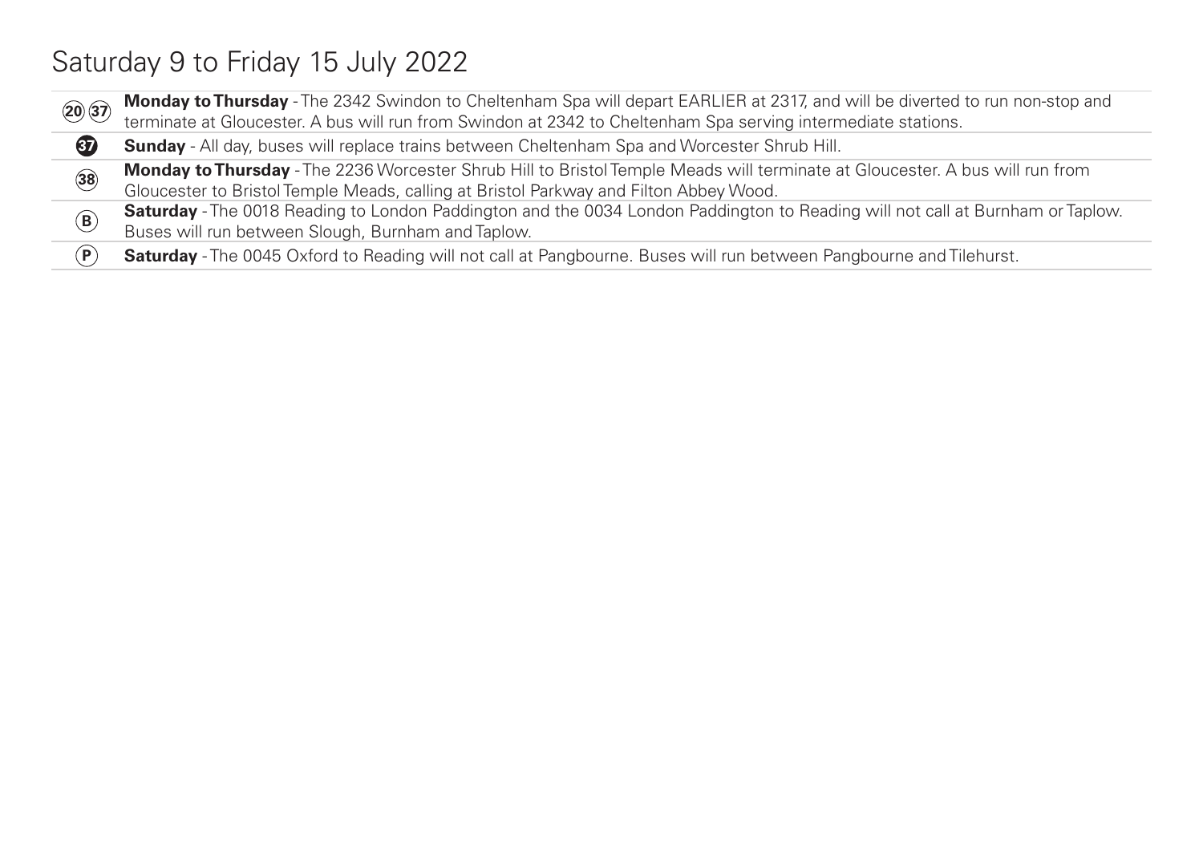# Saturday 9 to Friday 15 July 2022

| | |
|---|---|
| (20) (37) | **Monday to Thursday** - The 2342 Swindon to Cheltenham Spa will depart EARLIER at 2317, and will be diverted to run non-stop and terminate at Gloucester. A bus will run from Swindon at 2342 to Cheltenham Spa serving intermediate stations. |
| 37 | **Sunday** - All day, buses will replace trains between Cheltenham Spa and Worcester Shrub Hill. |
| (38) | **Monday to Thursday** - The 2236 Worcester Shrub Hill to Bristol Temple Meads will terminate at Gloucester. A bus will run from Gloucester to Bristol Temple Meads, calling at Bristol Parkway and Filton Abbey Wood. |
| (B) | **Saturday** - The 0018 Reading to London Paddington and the 0034 London Paddington to Reading will not call at Burnham or Taplow. Buses will run between Slough, Burnham and Taplow. |
| (P) | **Saturday** - The 0045 Oxford to Reading will not call at Pangbourne. Buses will run between Pangbourne and Tilehurst. |